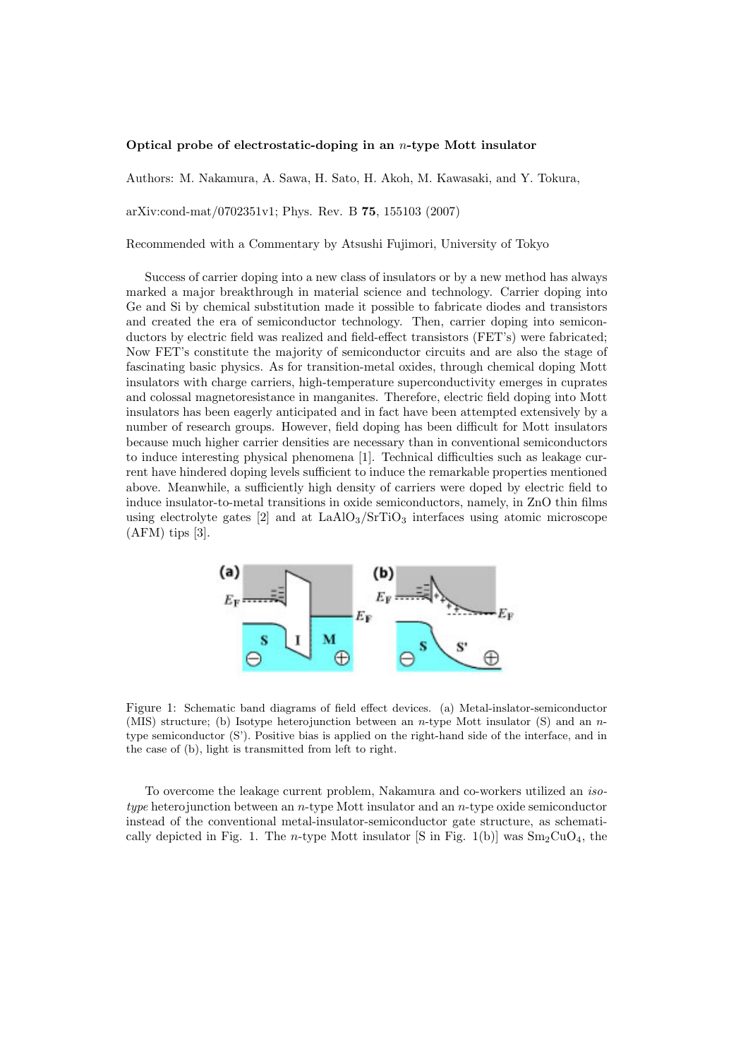**Optical probe of electrostatic-doping in an $n$-type Mott insulator**

Authors: M. Nakamura, A. Sawa, H. Sato, H. Akoh, M. Kawasaki, and Y. Tokura,

arXiv:cond-mat/0702351v1; Phys. Rev. B **75**, 155103 (2007)

Recommended with a Commentary by Atsushi Fujimori, University of Tokyo

Success of carrier doping into a new class of insulators or by a new method has always marked a major breakthrough in material science and technology. Carrier doping into Ge and Si by chemical substitution made it possible to fabricate diodes and transistors and created the era of semiconductor technology. Then, carrier doping into semiconductors by electric field was realized and field-effect transistors (FET's) were fabricated; Now FET's constitute the majority of semiconductor circuits and are also the stage of fascinating basic physics. As for transition-metal oxides, through chemical doping Mott insulators with charge carriers, high-temperature superconductivity emerges in cuprates and colossal magnetoresistance in manganites. Therefore, electric field doping into Mott insulators has been eagerly anticipated and in fact have been attempted extensively by a number of research groups. However, field doping has been difficult for Mott insulators because much higher carrier densities are necessary than in conventional semiconductors to induce interesting physical phenomena [1]. Technical difficulties such as leakage current have hindered doping levels sufficient to induce the remarkable properties mentioned above. Meanwhile, a sufficiently high density of carriers were doped by electric field to induce insulator-to-metal transitions in oxide semiconductors, namely, in ZnO thin films using electrolyte gates [2] and at $LaAlO_3/SrTiO_3$ interfaces using atomic microscope (AFM) tips [3].

Figure 1: Schematic band diagrams of field effect devices. (a) Metal-inslator-semiconductor (MIS) structure; (b) Isotype heterojunction between an $n$-type Mott insulator (S) and an $n$-type semiconductor (S'). Positive bias is applied on the right-hand side of the interface, and in the case of (b), light is transmitted from left to right.

To overcome the leakage current problem, Nakamura and co-workers utilized an *isotype* heterojunction between an $n$-type Mott insulator and an $n$-type oxide semiconductor instead of the conventional metal-insulator-semiconductor gate structure, as schematically depicted in Fig. 1. The $n$-type Mott insulator [S in Fig. 1(b)] was $Sm_2CuO_4$, the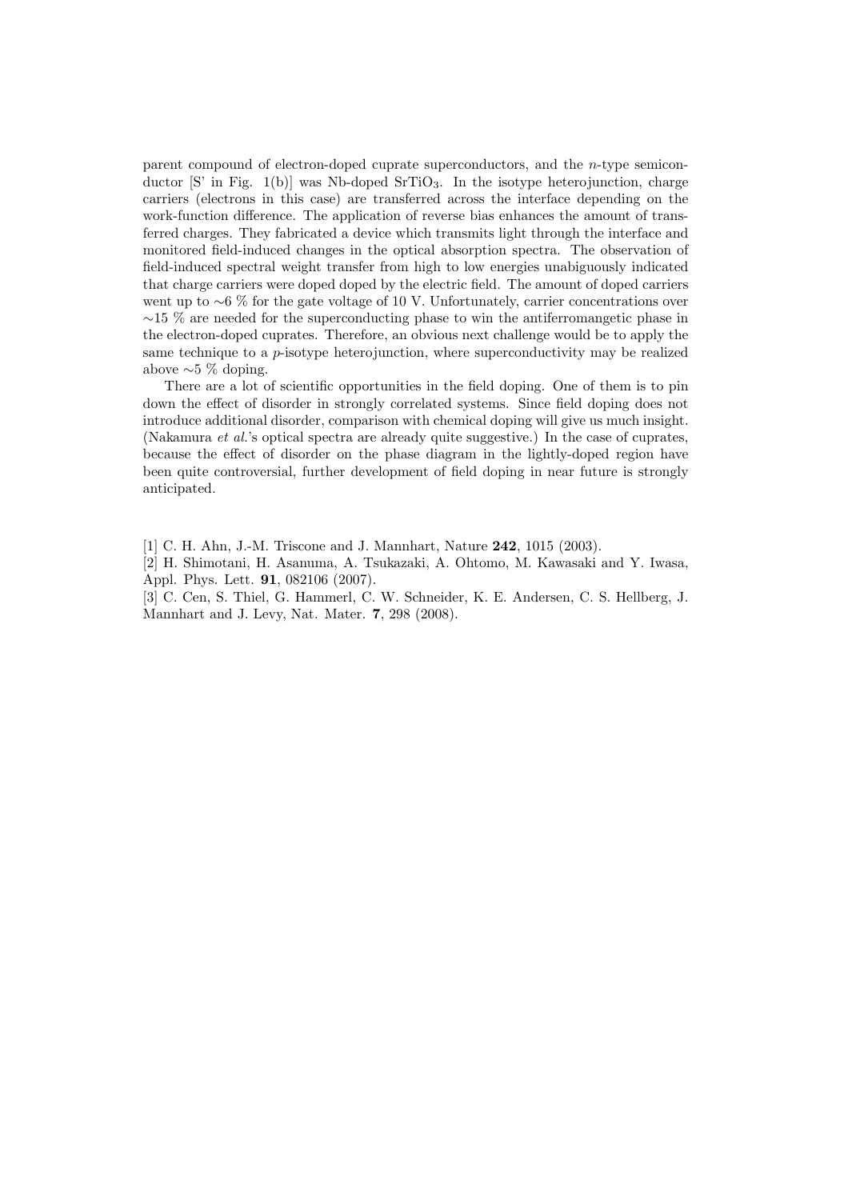parent compound of electron-doped cuprate superconductors, and the $n$-type semiconductor [S' in Fig. 1(b)] was Nb-doped $SrTiO_3$. In the isotype heterojunction, charge carriers (electrons in this case) are transferred across the interface depending on the work-function difference. The application of reverse bias enhances the amount of transferred charges. They fabricated a device which transmits light through the interface and monitored field-induced changes in the optical absorption spectra. The observation of field-induced spectral weight transfer from high to low energies unabiguously indicated that charge carriers were doped doped by the electric field. The amount of doped carriers went up to $\sim$6 % for the gate voltage of 10 V. Unfortunately, carrier concentrations over $\sim$15 % are needed for the superconducting phase to win the antiferromangetic phase in the electron-doped cuprates. Therefore, an obvious next challenge would be to apply the same technique to a $p$-isotype heterojunction, where superconductivity may be realized above $\sim$5 % doping.

There are a lot of scientific opportunities in the field doping. One of them is to pin down the effect of disorder in strongly correlated systems. Since field doping does not introduce additional disorder, comparison with chemical doping will give us much insight. (Nakamura *et al.*'s optical spectra are already quite suggestive.) In the case of cuprates, because the effect of disorder on the phase diagram in the lightly-doped region have been quite controversial, further development of field doping in near future is strongly anticipated.

[1] C. H. Ahn, J.-M. Triscone and J. Mannhart, Nature **242**, 1015 (2003).
[2] H. Shimotani, H. Asanuma, A. Tsukazaki, A. Ohtomo, M. Kawasaki and Y. Iwasa, Appl. Phys. Lett. **91**, 082106 (2007).
[3] C. Cen, S. Thiel, G. Hammerl, C. W. Schneider, K. E. Andersen, C. S. Hellberg, J. Mannhart and J. Levy, Nat. Mater. **7**, 298 (2008).